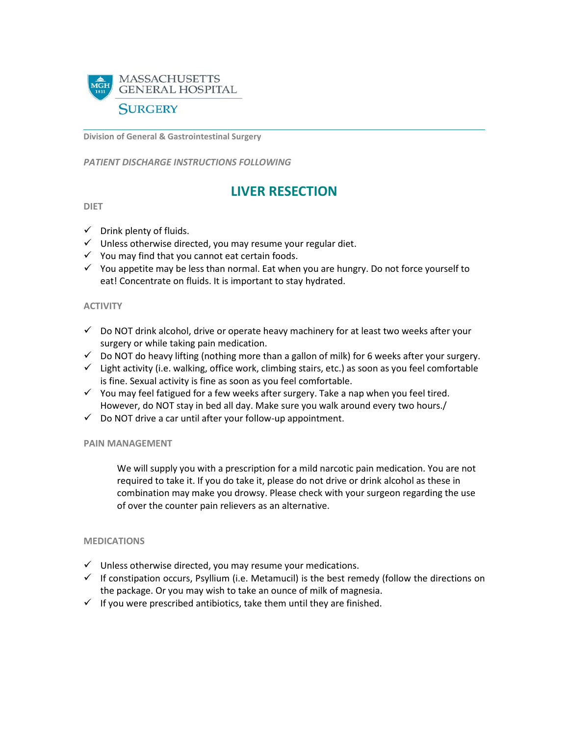MASSACHUSETTS GENERAL HOSPITAL

SURGERY

**Division of General & Gastrointestinal Surgery**

***PATIENT DISCHARGE INSTRUCTIONS FOLLOWING***

# LIVER RESECTION

**DIET**

- ✓ Drink plenty of fluids.
- ✓ Unless otherwise directed, you may resume your regular diet.
- ✓ You may find that you cannot eat certain foods.
- ✓ You appetite may be less than normal. Eat when you are hungry. Do not force yourself to eat! Concentrate on fluids. It is important to stay hydrated.

**ACTIVITY**

- ✓ Do NOT drink alcohol, drive or operate heavy machinery for at least two weeks after your surgery or while taking pain medication.
- ✓ Do NOT do heavy lifting (nothing more than a gallon of milk) for 6 weeks after your surgery.
- ✓ Light activity (i.e. walking, office work, climbing stairs, etc.) as soon as you feel comfortable is fine. Sexual activity is fine as soon as you feel comfortable.
- ✓ You may feel fatigued for a few weeks after surgery. Take a nap when you feel tired. However, do NOT stay in bed all day. Make sure you walk around every two hours./
- ✓ Do NOT drive a car until after your follow-up appointment.

**PAIN MANAGEMENT**

We will supply you with a prescription for a mild narcotic pain medication. You are not required to take it. If you do take it, please do not drive or drink alcohol as these in combination may make you drowsy. Please check with your surgeon regarding the use of over the counter pain relievers as an alternative.

**MEDICATIONS**

- ✓ Unless otherwise directed, you may resume your medications.
- ✓ If constipation occurs, Psyllium (i.e. Metamucil) is the best remedy (follow the directions on the package. Or you may wish to take an ounce of milk of magnesia.
- ✓ If you were prescribed antibiotics, take them until they are finished.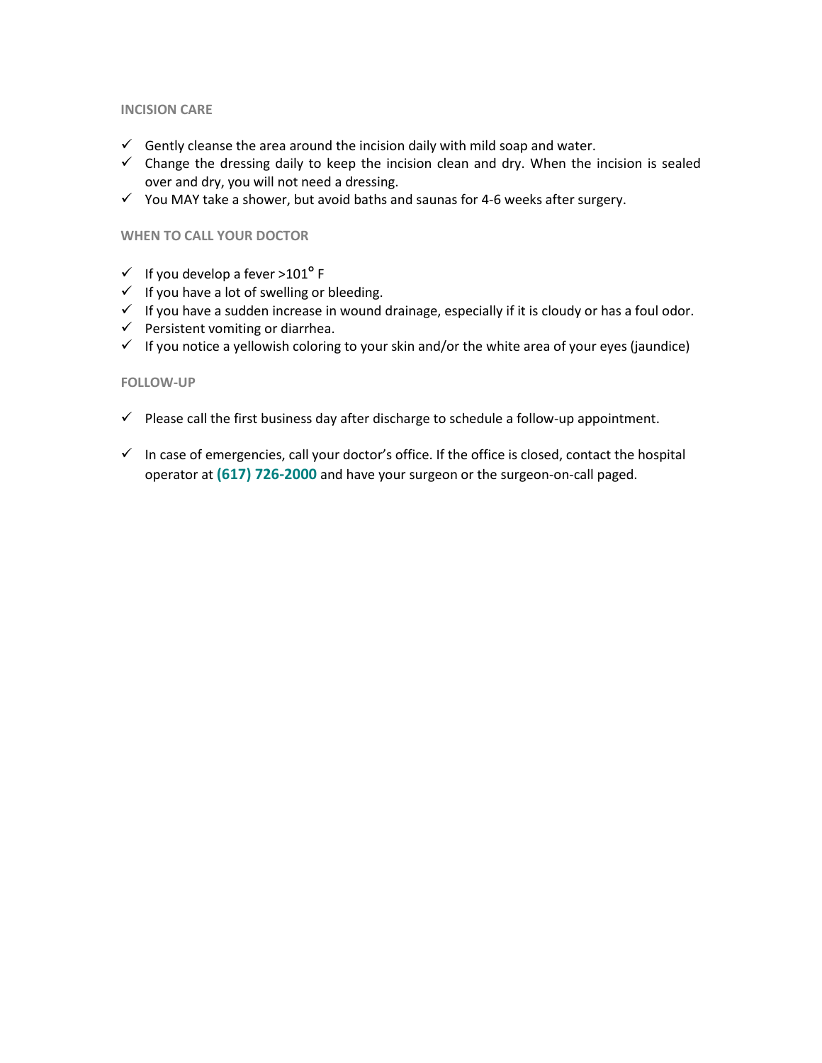## INCISION CARE

- ✓ Gently cleanse the area around the incision daily with mild soap and water.
- ✓ Change the dressing daily to keep the incision clean and dry. When the incision is sealed over and dry, you will not need a dressing.
- ✓ You MAY take a shower, but avoid baths and saunas for 4-6 weeks after surgery.

## WHEN TO CALL YOUR DOCTOR

- ✓ If you develop a fever >101° F
- ✓ If you have a lot of swelling or bleeding.
- ✓ If you have a sudden increase in wound drainage, especially if it is cloudy or has a foul odor.
- ✓ Persistent vomiting or diarrhea.
- ✓ If you notice a yellowish coloring to your skin and/or the white area of your eyes (jaundice)

## FOLLOW-UP

- ✓ Please call the first business day after discharge to schedule a follow-up appointment.
- ✓ In case of emergencies, call your doctor's office. If the office is closed, contact the hospital operator at **(617) 726-2000** and have your surgeon or the surgeon-on-call paged.